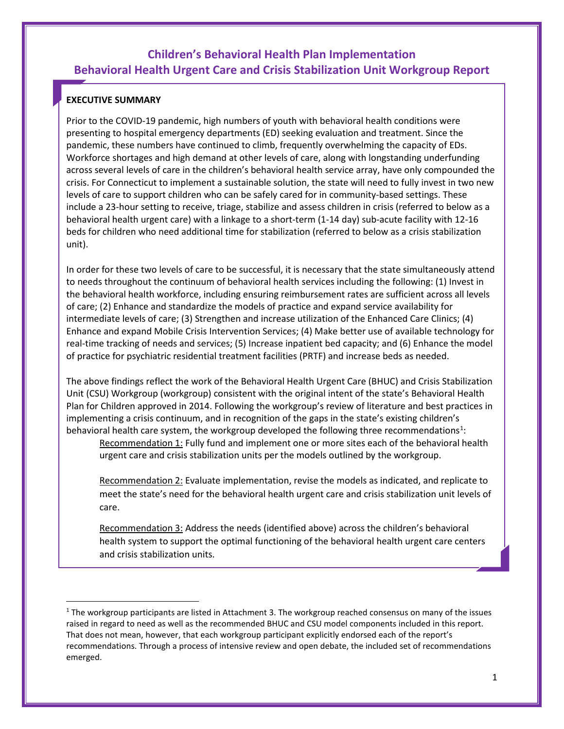# Children's Behavioral Health Plan Implementation
# Behavioral Health Urgent Care and Crisis Stabilization Unit Workgroup Report

## EXECUTIVE SUMMARY

Prior to the COVID-19 pandemic, high numbers of youth with behavioral health conditions were presenting to hospital emergency departments (ED) seeking evaluation and treatment. Since the pandemic, these numbers have continued to climb, frequently overwhelming the capacity of EDs. Workforce shortages and high demand at other levels of care, along with longstanding underfunding across several levels of care in the children's behavioral health service array, have only compounded the crisis. For Connecticut to implement a sustainable solution, the state will need to fully invest in two new levels of care to support children who can be safely cared for in community-based settings. These include a 23-hour setting to receive, triage, stabilize and assess children in crisis (referred to below as a behavioral health urgent care) with a linkage to a short-term (1-14 day) sub-acute facility with 12-16 beds for children who need additional time for stabilization (referred to below as a crisis stabilization unit).

In order for these two levels of care to be successful, it is necessary that the state simultaneously attend to needs throughout the continuum of behavioral health services including the following: (1) Invest in the behavioral health workforce, including ensuring reimbursement rates are sufficient across all levels of care; (2) Enhance and standardize the models of practice and expand service availability for intermediate levels of care; (3) Strengthen and increase utilization of the Enhanced Care Clinics; (4) Enhance and expand Mobile Crisis Intervention Services; (4) Make better use of available technology for real-time tracking of needs and services; (5) Increase inpatient bed capacity; and (6) Enhance the model of practice for psychiatric residential treatment facilities (PRTF) and increase beds as needed.

The above findings reflect the work of the Behavioral Health Urgent Care (BHUC) and Crisis Stabilization Unit (CSU) Workgroup (workgroup) consistent with the original intent of the state's Behavioral Health Plan for Children approved in 2014. Following the workgroup's review of literature and best practices in implementing a crisis continuum, and in recognition of the gaps in the state's existing children's behavioral health care system, the workgroup developed the following three recommendations[1]:

> <u>Recommendation 1:</u> Fully fund and implement one or more sites each of the behavioral health urgent care and crisis stabilization units per the models outlined by the workgroup.
>
> <u>Recommendation 2:</u> Evaluate implementation, revise the models as indicated, and replicate to meet the state's need for the behavioral health urgent care and crisis stabilization unit levels of care.
>
> <u>Recommendation 3:</u> Address the needs (identified above) across the children's behavioral health system to support the optimal functioning of the behavioral health urgent care centers and crisis stabilization units.

---

[1] The workgroup participants are listed in Attachment 3. The workgroup reached consensus on many of the issues raised in regard to need as well as the recommended BHUC and CSU model components included in this report. That does not mean, however, that each workgroup participant explicitly endorsed each of the report's recommendations. Through a process of intensive review and open debate, the included set of recommendations emerged.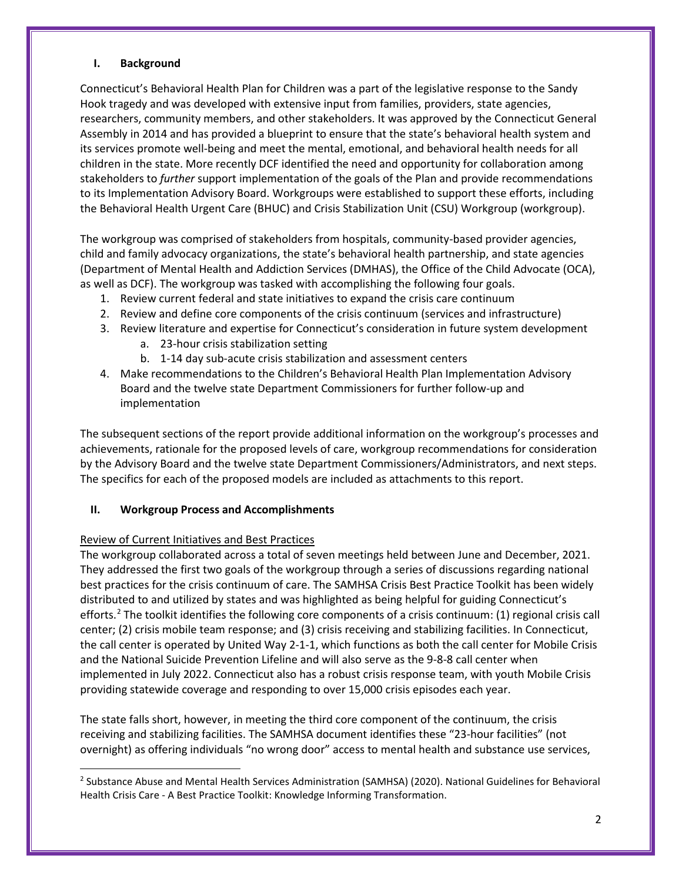## I. Background

Connecticut's Behavioral Health Plan for Children was a part of the legislative response to the Sandy Hook tragedy and was developed with extensive input from families, providers, state agencies, researchers, community members, and other stakeholders. It was approved by the Connecticut General Assembly in 2014 and has provided a blueprint to ensure that the state's behavioral health system and its services promote well-being and meet the mental, emotional, and behavioral health needs for all children in the state. More recently DCF identified the need and opportunity for collaboration among stakeholders to *further* support implementation of the goals of the Plan and provide recommendations to its Implementation Advisory Board. Workgroups were established to support these efforts, including the Behavioral Health Urgent Care (BHUC) and Crisis Stabilization Unit (CSU) Workgroup (workgroup).

The workgroup was comprised of stakeholders from hospitals, community-based provider agencies, child and family advocacy organizations, the state's behavioral health partnership, and state agencies (Department of Mental Health and Addiction Services (DMHAS), the Office of the Child Advocate (OCA), as well as DCF). The workgroup was tasked with accomplishing the following four goals.

1. Review current federal and state initiatives to expand the crisis care continuum
2. Review and define core components of the crisis continuum (services and infrastructure)
3. Review literature and expertise for Connecticut's consideration in future system development
   a. 23-hour crisis stabilization setting
   b. 1-14 day sub-acute crisis stabilization and assessment centers
4. Make recommendations to the Children's Behavioral Health Plan Implementation Advisory Board and the twelve state Department Commissioners for further follow-up and implementation

The subsequent sections of the report provide additional information on the workgroup's processes and achievements, rationale for the proposed levels of care, workgroup recommendations for consideration by the Advisory Board and the twelve state Department Commissioners/Administrators, and next steps. The specifics for each of the proposed models are included as attachments to this report.

## II. Workgroup Process and Accomplishments

Review of Current Initiatives and Best Practices

The workgroup collaborated across a total of seven meetings held between June and December, 2021. They addressed the first two goals of the workgroup through a series of discussions regarding national best practices for the crisis continuum of care. The SAMHSA Crisis Best Practice Toolkit has been widely distributed to and utilized by states and was highlighted as being helpful for guiding Connecticut's efforts.[2] The toolkit identifies the following core components of a crisis continuum: (1) regional crisis call center; (2) crisis mobile team response; and (3) crisis receiving and stabilizing facilities. In Connecticut, the call center is operated by United Way 2-1-1, which functions as both the call center for Mobile Crisis and the National Suicide Prevention Lifeline and will also serve as the 9-8-8 call center when implemented in July 2022. Connecticut also has a robust crisis response team, with youth Mobile Crisis providing statewide coverage and responding to over 15,000 crisis episodes each year.

The state falls short, however, in meeting the third core component of the continuum, the crisis receiving and stabilizing facilities. The SAMHSA document identifies these "23-hour facilities" (not overnight) as offering individuals "no wrong door" access to mental health and substance use services,

[2] Substance Abuse and Mental Health Services Administration (SAMHSA) (2020). National Guidelines for Behavioral Health Crisis Care - A Best Practice Toolkit: Knowledge Informing Transformation.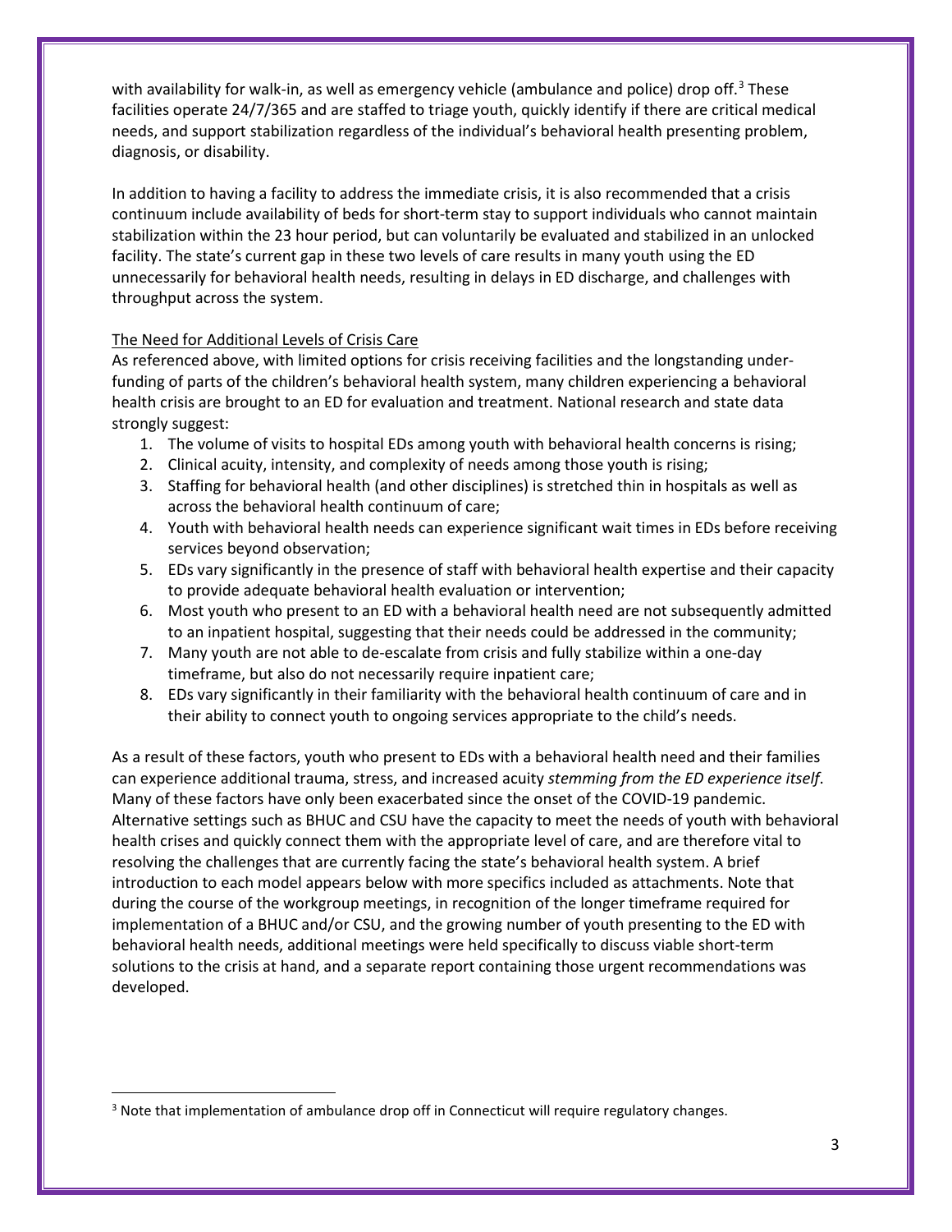with availability for walk-in, as well as emergency vehicle (ambulance and police) drop off.[3] These facilities operate 24/7/365 and are staffed to triage youth, quickly identify if there are critical medical needs, and support stabilization regardless of the individual's behavioral health presenting problem, diagnosis, or disability.

In addition to having a facility to address the immediate crisis, it is also recommended that a crisis continuum include availability of beds for short-term stay to support individuals who cannot maintain stabilization within the 23 hour period, but can voluntarily be evaluated and stabilized in an unlocked facility. The state's current gap in these two levels of care results in many youth using the ED unnecessarily for behavioral health needs, resulting in delays in ED discharge, and challenges with throughput across the system.

<u>The Need for Additional Levels of Crisis Care</u>

As referenced above, with limited options for crisis receiving facilities and the longstanding under-funding of parts of the children's behavioral health system, many children experiencing a behavioral health crisis are brought to an ED for evaluation and treatment. National research and state data strongly suggest:

1. The volume of visits to hospital EDs among youth with behavioral health concerns is rising;
2. Clinical acuity, intensity, and complexity of needs among those youth is rising;
3. Staffing for behavioral health (and other disciplines) is stretched thin in hospitals as well as across the behavioral health continuum of care;
4. Youth with behavioral health needs can experience significant wait times in EDs before receiving services beyond observation;
5. EDs vary significantly in the presence of staff with behavioral health expertise and their capacity to provide adequate behavioral health evaluation or intervention;
6. Most youth who present to an ED with a behavioral health need are not subsequently admitted to an inpatient hospital, suggesting that their needs could be addressed in the community;
7. Many youth are not able to de-escalate from crisis and fully stabilize within a one-day timeframe, but also do not necessarily require inpatient care;
8. EDs vary significantly in their familiarity with the behavioral health continuum of care and in their ability to connect youth to ongoing services appropriate to the child's needs.

As a result of these factors, youth who present to EDs with a behavioral health need and their families can experience additional trauma, stress, and increased acuity *stemming from the ED experience itself*. Many of these factors have only been exacerbated since the onset of the COVID-19 pandemic. Alternative settings such as BHUC and CSU have the capacity to meet the needs of youth with behavioral health crises and quickly connect them with the appropriate level of care, and are therefore vital to resolving the challenges that are currently facing the state's behavioral health system. A brief introduction to each model appears below with more specifics included as attachments. Note that during the course of the workgroup meetings, in recognition of the longer timeframe required for implementation of a BHUC and/or CSU, and the growing number of youth presenting to the ED with behavioral health needs, additional meetings were held specifically to discuss viable short-term solutions to the crisis at hand, and a separate report containing those urgent recommendations was developed.

---

[3] Note that implementation of ambulance drop off in Connecticut will require regulatory changes.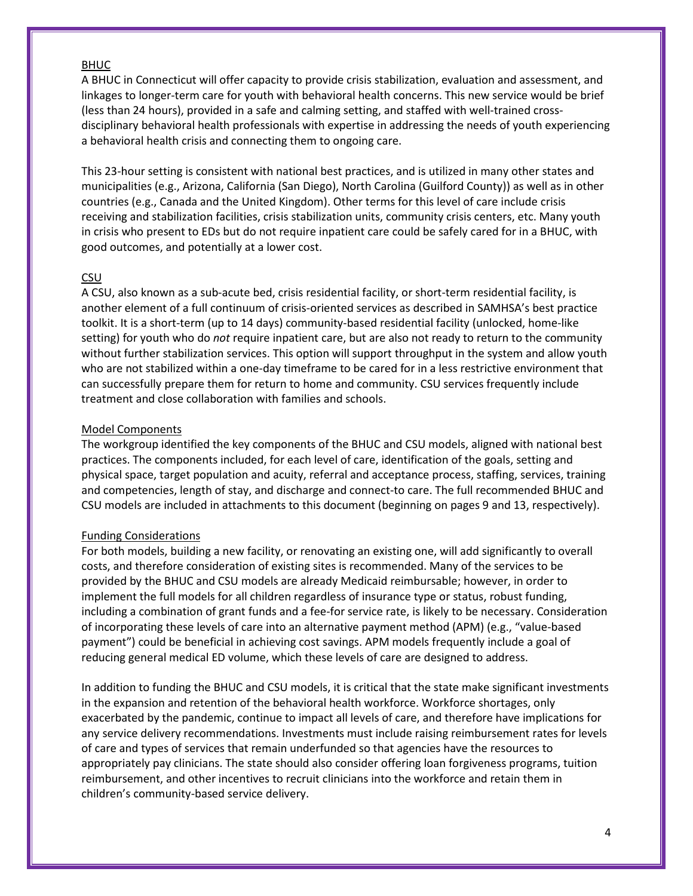## BHUC

A BHUC in Connecticut will offer capacity to provide crisis stabilization, evaluation and assessment, and linkages to longer-term care for youth with behavioral health concerns. This new service would be brief (less than 24 hours), provided in a safe and calming setting, and staffed with well-trained cross-disciplinary behavioral health professionals with expertise in addressing the needs of youth experiencing a behavioral health crisis and connecting them to ongoing care.

This 23-hour setting is consistent with national best practices, and is utilized in many other states and municipalities (e.g., Arizona, California (San Diego), North Carolina (Guilford County)) as well as in other countries (e.g., Canada and the United Kingdom). Other terms for this level of care include crisis receiving and stabilization facilities, crisis stabilization units, community crisis centers, etc. Many youth in crisis who present to EDs but do not require inpatient care could be safely cared for in a BHUC, with good outcomes, and potentially at a lower cost.

## CSU

A CSU, also known as a sub-acute bed, crisis residential facility, or short-term residential facility, is another element of a full continuum of crisis-oriented services as described in SAMHSA's best practice toolkit. It is a short-term (up to 14 days) community-based residential facility (unlocked, home-like setting) for youth who do *not* require inpatient care, but are also not ready to return to the community without further stabilization services. This option will support throughput in the system and allow youth who are not stabilized within a one-day timeframe to be cared for in a less restrictive environment that can successfully prepare them for return to home and community. CSU services frequently include treatment and close collaboration with families and schools.

## Model Components

The workgroup identified the key components of the BHUC and CSU models, aligned with national best practices. The components included, for each level of care, identification of the goals, setting and physical space, target population and acuity, referral and acceptance process, staffing, services, training and competencies, length of stay, and discharge and connect-to care. The full recommended BHUC and CSU models are included in attachments to this document (beginning on pages 9 and 13, respectively).

## Funding Considerations

For both models, building a new facility, or renovating an existing one, will add significantly to overall costs, and therefore consideration of existing sites is recommended. Many of the services to be provided by the BHUC and CSU models are already Medicaid reimbursable; however, in order to implement the full models for all children regardless of insurance type or status, robust funding, including a combination of grant funds and a fee-for service rate, is likely to be necessary. Consideration of incorporating these levels of care into an alternative payment method (APM) (e.g., "value-based payment") could be beneficial in achieving cost savings. APM models frequently include a goal of reducing general medical ED volume, which these levels of care are designed to address.

In addition to funding the BHUC and CSU models, it is critical that the state make significant investments in the expansion and retention of the behavioral health workforce. Workforce shortages, only exacerbated by the pandemic, continue to impact all levels of care, and therefore have implications for any service delivery recommendations. Investments must include raising reimbursement rates for levels of care and types of services that remain underfunded so that agencies have the resources to appropriately pay clinicians. The state should also consider offering loan forgiveness programs, tuition reimbursement, and other incentives to recruit clinicians into the workforce and retain them in children's community-based service delivery.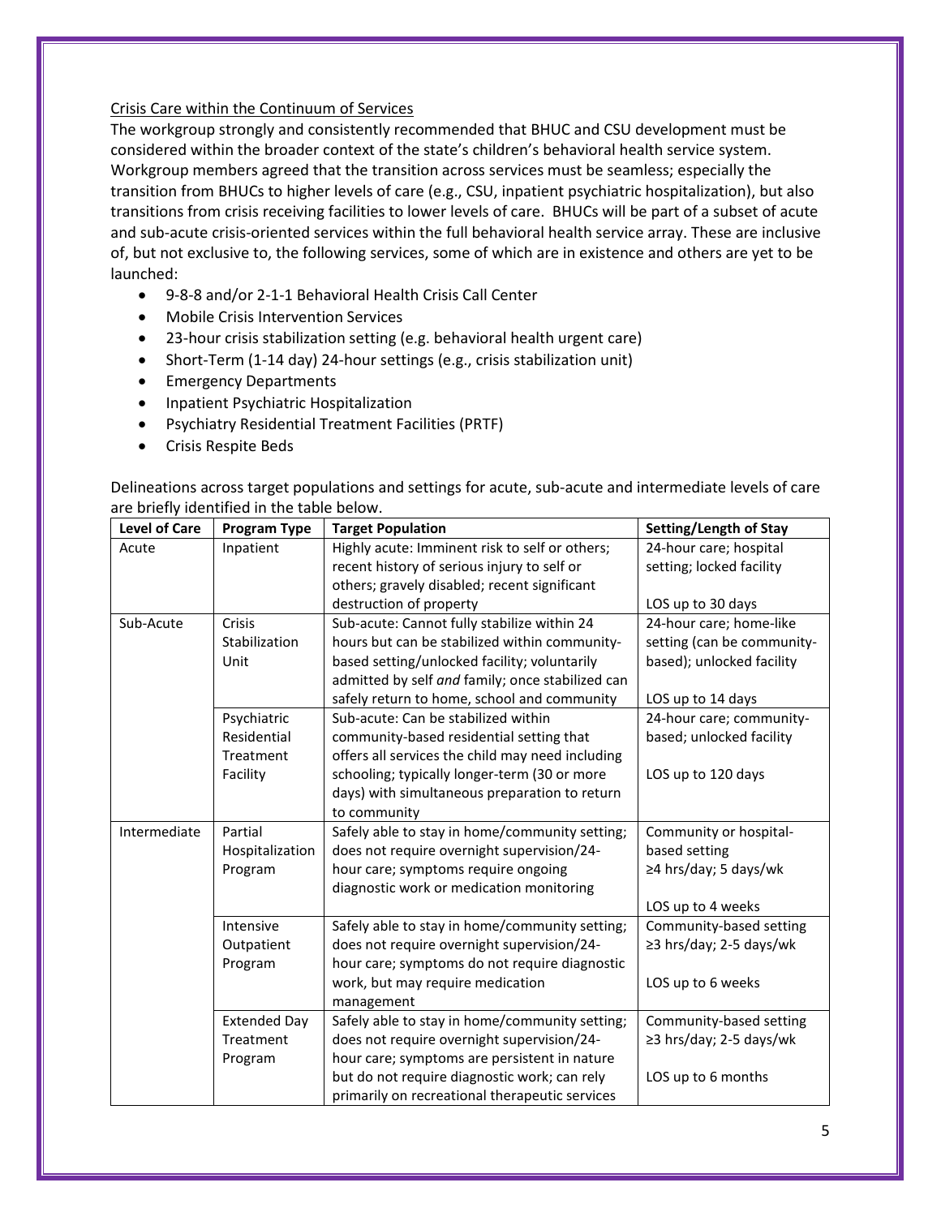Crisis Care within the Continuum of Services

The workgroup strongly and consistently recommended that BHUC and CSU development must be considered within the broader context of the state's children's behavioral health service system. Workgroup members agreed that the transition across services must be seamless; especially the transition from BHUCs to higher levels of care (e.g., CSU, inpatient psychiatric hospitalization), but also transitions from crisis receiving facilities to lower levels of care. BHUCs will be part of a subset of acute and sub-acute crisis-oriented services within the full behavioral health service array. These are inclusive of, but not exclusive to, the following services, some of which are in existence and others are yet to be launched:

- 9-8-8 and/or 2-1-1 Behavioral Health Crisis Call Center
- Mobile Crisis Intervention Services
- 23-hour crisis stabilization setting (e.g. behavioral health urgent care)
- Short-Term (1-14 day) 24-hour settings (e.g., crisis stabilization unit)
- Emergency Departments
- Inpatient Psychiatric Hospitalization
- Psychiatry Residential Treatment Facilities (PRTF)
- Crisis Respite Beds

Delineations across target populations and settings for acute, sub-acute and intermediate levels of care are briefly identified in the table below.

| Level of Care | Program Type | Target Population | Setting/Length of Stay |
|---|---|---|---|
| Acute | Inpatient | Highly acute: Imminent risk to self or others; recent history of serious injury to self or others; gravely disabled; recent significant destruction of property | 24-hour care; hospital setting; locked facility<br><br>LOS up to 30 days |
| Sub-Acute | Crisis Stabilization Unit | Sub-acute: Cannot fully stabilize within 24 hours but can be stabilized within community-based setting/unlocked facility; voluntarily admitted by self *and* family; once stabilized can safely return to home, school and community | 24-hour care; home-like setting (can be community-based); unlocked facility<br><br>LOS up to 14 days |
| | Psychiatric Residential Treatment Facility | Sub-acute: Can be stabilized within community-based residential setting that offers all services the child may need including schooling; typically longer-term (30 or more days) with simultaneous preparation to return to community | 24-hour care; community-based; unlocked facility<br><br>LOS up to 120 days |
| Intermediate | Partial Hospitalization Program | Safely able to stay in home/community setting; does not require overnight supervision/24-hour care; symptoms require ongoing diagnostic work or medication monitoring | Community or hospital-based setting<br>≥4 hrs/day; 5 days/wk<br><br>LOS up to 4 weeks |
| | Intensive Outpatient Program | Safely able to stay in home/community setting; does not require overnight supervision/24-hour care; symptoms do not require diagnostic work, but may require medication management | Community-based setting<br>≥3 hrs/day; 2-5 days/wk<br><br>LOS up to 6 weeks |
| | Extended Day Treatment Program | Safely able to stay in home/community setting; does not require overnight supervision/24-hour care; symptoms are persistent in nature but do not require diagnostic work; can rely primarily on recreational therapeutic services | Community-based setting<br>≥3 hrs/day; 2-5 days/wk<br><br>LOS up to 6 months |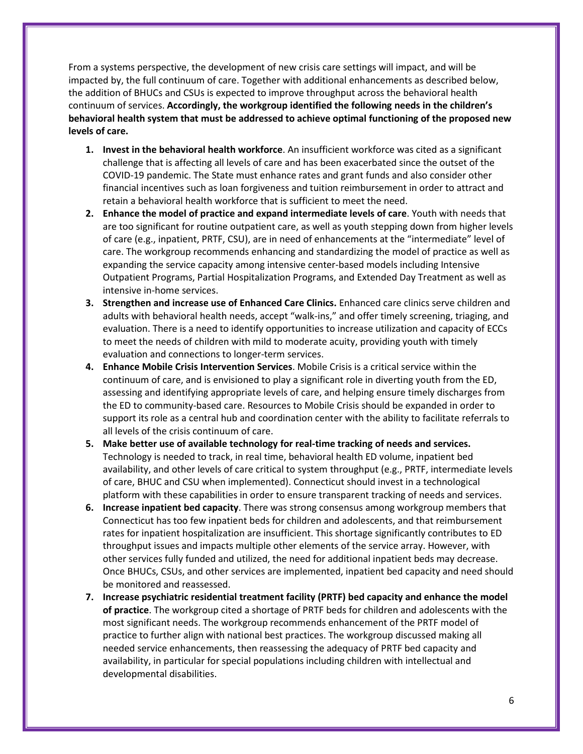From a systems perspective, the development of new crisis care settings will impact, and will be impacted by, the full continuum of care. Together with additional enhancements as described below, the addition of BHUCs and CSUs is expected to improve throughput across the behavioral health continuum of services. **Accordingly, the workgroup identified the following needs in the children's behavioral health system that must be addressed to achieve optimal functioning of the proposed new levels of care.**

1. **Invest in the behavioral health workforce**. An insufficient workforce was cited as a significant challenge that is affecting all levels of care and has been exacerbated since the outset of the COVID-19 pandemic. The State must enhance rates and grant funds and also consider other financial incentives such as loan forgiveness and tuition reimbursement in order to attract and retain a behavioral health workforce that is sufficient to meet the need.
2. **Enhance the model of practice and expand intermediate levels of care**. Youth with needs that are too significant for routine outpatient care, as well as youth stepping down from higher levels of care (e.g., inpatient, PRTF, CSU), are in need of enhancements at the "intermediate" level of care. The workgroup recommends enhancing and standardizing the model of practice as well as expanding the service capacity among intensive center-based models including Intensive Outpatient Programs, Partial Hospitalization Programs, and Extended Day Treatment as well as intensive in-home services.
3. **Strengthen and increase use of Enhanced Care Clinics.** Enhanced care clinics serve children and adults with behavioral health needs, accept "walk-ins," and offer timely screening, triaging, and evaluation. There is a need to identify opportunities to increase utilization and capacity of ECCs to meet the needs of children with mild to moderate acuity, providing youth with timely evaluation and connections to longer-term services.
4. **Enhance Mobile Crisis Intervention Services**. Mobile Crisis is a critical service within the continuum of care, and is envisioned to play a significant role in diverting youth from the ED, assessing and identifying appropriate levels of care, and helping ensure timely discharges from the ED to community-based care. Resources to Mobile Crisis should be expanded in order to support its role as a central hub and coordination center with the ability to facilitate referrals to all levels of the crisis continuum of care.
5. **Make better use of available technology for real-time tracking of needs and services.** Technology is needed to track, in real time, behavioral health ED volume, inpatient bed availability, and other levels of care critical to system throughput (e.g., PRTF, intermediate levels of care, BHUC and CSU when implemented). Connecticut should invest in a technological platform with these capabilities in order to ensure transparent tracking of needs and services.
6. **Increase inpatient bed capacity**. There was strong consensus among workgroup members that Connecticut has too few inpatient beds for children and adolescents, and that reimbursement rates for inpatient hospitalization are insufficient. This shortage significantly contributes to ED throughput issues and impacts multiple other elements of the service array. However, with other services fully funded and utilized, the need for additional inpatient beds may decrease. Once BHUCs, CSUs, and other services are implemented, inpatient bed capacity and need should be monitored and reassessed.
7. **Increase psychiatric residential treatment facility (PRTF) bed capacity and enhance the model of practice**. The workgroup cited a shortage of PRTF beds for children and adolescents with the most significant needs. The workgroup recommends enhancement of the PRTF model of practice to further align with national best practices. The workgroup discussed making all needed service enhancements, then reassessing the adequacy of PRTF bed capacity and availability, in particular for special populations including children with intellectual and developmental disabilities.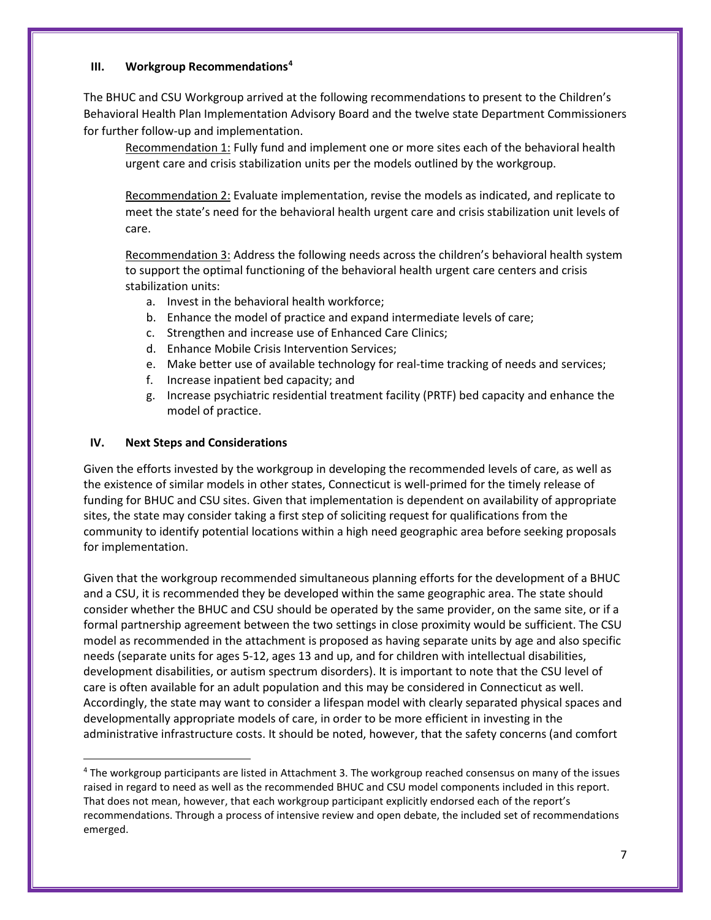## III. Workgroup Recommendations[4]

The BHUC and CSU Workgroup arrived at the following recommendations to present to the Children's Behavioral Health Plan Implementation Advisory Board and the twelve state Department Commissioners for further follow-up and implementation.

Recommendation 1: Fully fund and implement one or more sites each of the behavioral health urgent care and crisis stabilization units per the models outlined by the workgroup.

Recommendation 2: Evaluate implementation, revise the models as indicated, and replicate to meet the state's need for the behavioral health urgent care and crisis stabilization unit levels of care.

Recommendation 3: Address the following needs across the children's behavioral health system to support the optimal functioning of the behavioral health urgent care centers and crisis stabilization units:

a. Invest in the behavioral health workforce;
b. Enhance the model of practice and expand intermediate levels of care;
c. Strengthen and increase use of Enhanced Care Clinics;
d. Enhance Mobile Crisis Intervention Services;
e. Make better use of available technology for real-time tracking of needs and services;
f. Increase inpatient bed capacity; and
g. Increase psychiatric residential treatment facility (PRTF) bed capacity and enhance the model of practice.

## IV. Next Steps and Considerations

Given the efforts invested by the workgroup in developing the recommended levels of care, as well as the existence of similar models in other states, Connecticut is well-primed for the timely release of funding for BHUC and CSU sites. Given that implementation is dependent on availability of appropriate sites, the state may consider taking a first step of soliciting request for qualifications from the community to identify potential locations within a high need geographic area before seeking proposals for implementation.

Given that the workgroup recommended simultaneous planning efforts for the development of a BHUC and a CSU, it is recommended they be developed within the same geographic area. The state should consider whether the BHUC and CSU should be operated by the same provider, on the same site, or if a formal partnership agreement between the two settings in close proximity would be sufficient. The CSU model as recommended in the attachment is proposed as having separate units by age and also specific needs (separate units for ages 5-12, ages 13 and up, and for children with intellectual disabilities, development disabilities, or autism spectrum disorders). It is important to note that the CSU level of care is often available for an adult population and this may be considered in Connecticut as well. Accordingly, the state may want to consider a lifespan model with clearly separated physical spaces and developmentally appropriate models of care, in order to be more efficient in investing in the administrative infrastructure costs. It should be noted, however, that the safety concerns (and comfort

[4] The workgroup participants are listed in Attachment 3. The workgroup reached consensus on many of the issues raised in regard to need as well as the recommended BHUC and CSU model components included in this report. That does not mean, however, that each workgroup participant explicitly endorsed each of the report's recommendations. Through a process of intensive review and open debate, the included set of recommendations emerged.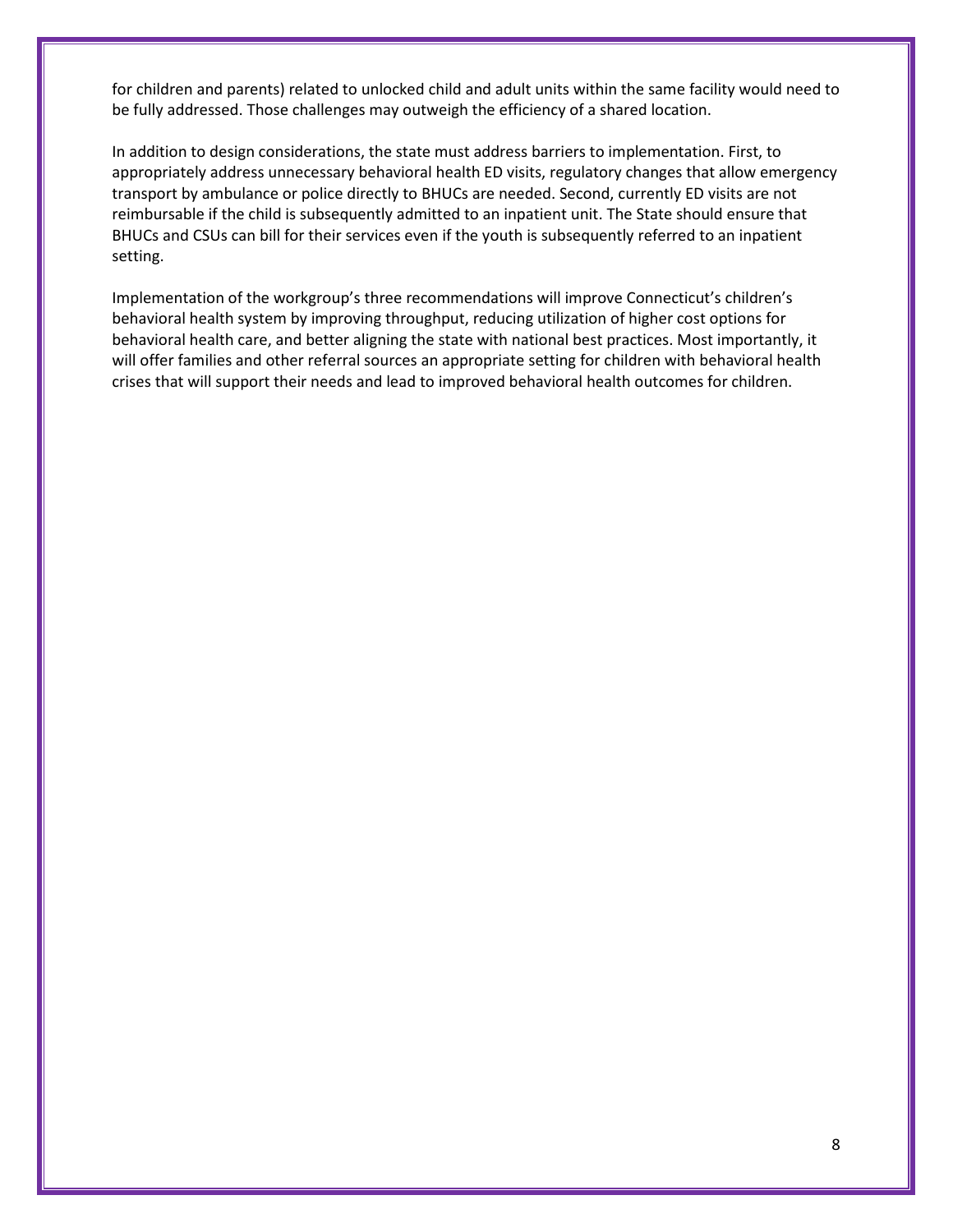for children and parents) related to unlocked child and adult units within the same facility would need to be fully addressed. Those challenges may outweigh the efficiency of a shared location.

In addition to design considerations, the state must address barriers to implementation. First, to appropriately address unnecessary behavioral health ED visits, regulatory changes that allow emergency transport by ambulance or police directly to BHUCs are needed. Second, currently ED visits are not reimbursable if the child is subsequently admitted to an inpatient unit. The State should ensure that BHUCs and CSUs can bill for their services even if the youth is subsequently referred to an inpatient setting.

Implementation of the workgroup's three recommendations will improve Connecticut's children's behavioral health system by improving throughput, reducing utilization of higher cost options for behavioral health care, and better aligning the state with national best practices. Most importantly, it will offer families and other referral sources an appropriate setting for children with behavioral health crises that will support their needs and lead to improved behavioral health outcomes for children.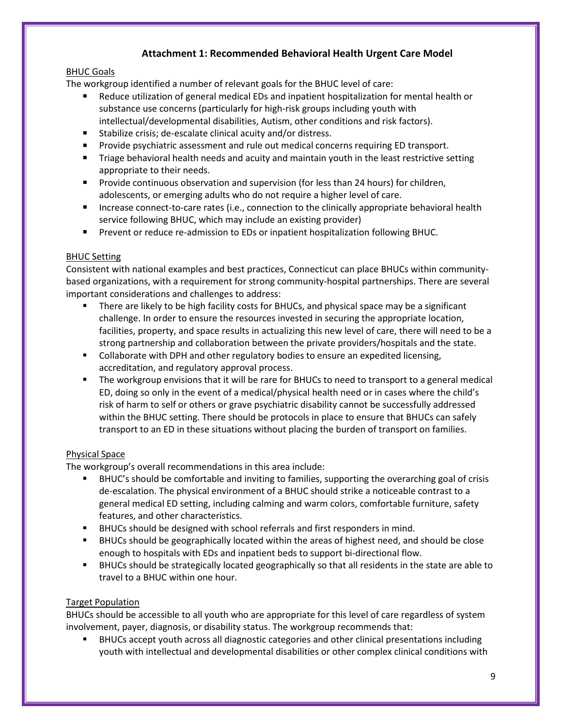## Attachment 1: Recommended Behavioral Health Urgent Care Model

### BHUC Goals

The workgroup identified a number of relevant goals for the BHUC level of care:

- Reduce utilization of general medical EDs and inpatient hospitalization for mental health or substance use concerns (particularly for high-risk groups including youth with intellectual/developmental disabilities, Autism, other conditions and risk factors).
- Stabilize crisis; de-escalate clinical acuity and/or distress.
- Provide psychiatric assessment and rule out medical concerns requiring ED transport.
- Triage behavioral health needs and acuity and maintain youth in the least restrictive setting appropriate to their needs.
- Provide continuous observation and supervision (for less than 24 hours) for children, adolescents, or emerging adults who do not require a higher level of care.
- Increase connect-to-care rates (i.e., connection to the clinically appropriate behavioral health service following BHUC, which may include an existing provider)
- Prevent or reduce re-admission to EDs or inpatient hospitalization following BHUC.

### BHUC Setting

Consistent with national examples and best practices, Connecticut can place BHUCs within community-based organizations, with a requirement for strong community-hospital partnerships. There are several important considerations and challenges to address:

- There are likely to be high facility costs for BHUCs, and physical space may be a significant challenge. In order to ensure the resources invested in securing the appropriate location, facilities, property, and space results in actualizing this new level of care, there will need to be a strong partnership and collaboration between the private providers/hospitals and the state.
- Collaborate with DPH and other regulatory bodies to ensure an expedited licensing, accreditation, and regulatory approval process.
- The workgroup envisions that it will be rare for BHUCs to need to transport to a general medical ED, doing so only in the event of a medical/physical health need or in cases where the child's risk of harm to self or others or grave psychiatric disability cannot be successfully addressed within the BHUC setting. There should be protocols in place to ensure that BHUCs can safely transport to an ED in these situations without placing the burden of transport on families.

### Physical Space

The workgroup's overall recommendations in this area include:

- BHUC's should be comfortable and inviting to families, supporting the overarching goal of crisis de-escalation. The physical environment of a BHUC should strike a noticeable contrast to a general medical ED setting, including calming and warm colors, comfortable furniture, safety features, and other characteristics.
- BHUCs should be designed with school referrals and first responders in mind.
- BHUCs should be geographically located within the areas of highest need, and should be close enough to hospitals with EDs and inpatient beds to support bi-directional flow.
- BHUCs should be strategically located geographically so that all residents in the state are able to travel to a BHUC within one hour.

### Target Population

BHUCs should be accessible to all youth who are appropriate for this level of care regardless of system involvement, payer, diagnosis, or disability status. The workgroup recommends that:

- BHUCs accept youth across all diagnostic categories and other clinical presentations including youth with intellectual and developmental disabilities or other complex clinical conditions with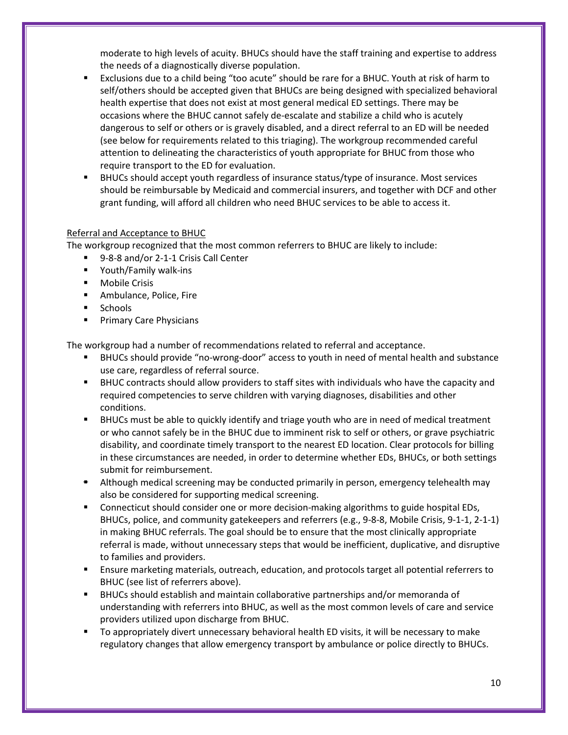moderate to high levels of acuity. BHUCs should have the staff training and expertise to address the needs of a diagnostically diverse population.

- Exclusions due to a child being "too acute" should be rare for a BHUC. Youth at risk of harm to self/others should be accepted given that BHUCs are being designed with specialized behavioral health expertise that does not exist at most general medical ED settings. There may be occasions where the BHUC cannot safely de-escalate and stabilize a child who is acutely dangerous to self or others or is gravely disabled, and a direct referral to an ED will be needed (see below for requirements related to this triaging). The workgroup recommended careful attention to delineating the characteristics of youth appropriate for BHUC from those who require transport to the ED for evaluation.
- BHUCs should accept youth regardless of insurance status/type of insurance. Most services should be reimbursable by Medicaid and commercial insurers, and together with DCF and other grant funding, will afford all children who need BHUC services to be able to access it.

Referral and Acceptance to BHUC

The workgroup recognized that the most common referrers to BHUC are likely to include:

- 9-8-8 and/or 2-1-1 Crisis Call Center
- Youth/Family walk-ins
- Mobile Crisis
- Ambulance, Police, Fire
- Schools
- Primary Care Physicians

The workgroup had a number of recommendations related to referral and acceptance.

- BHUCs should provide "no-wrong-door" access to youth in need of mental health and substance use care, regardless of referral source.
- BHUC contracts should allow providers to staff sites with individuals who have the capacity and required competencies to serve children with varying diagnoses, disabilities and other conditions.
- BHUCs must be able to quickly identify and triage youth who are in need of medical treatment or who cannot safely be in the BHUC due to imminent risk to self or others, or grave psychiatric disability, and coordinate timely transport to the nearest ED location. Clear protocols for billing in these circumstances are needed, in order to determine whether EDs, BHUCs, or both settings submit for reimbursement.
- Although medical screening may be conducted primarily in person, emergency telehealth may also be considered for supporting medical screening.
- Connecticut should consider one or more decision-making algorithms to guide hospital EDs, BHUCs, police, and community gatekeepers and referrers (e.g., 9-8-8, Mobile Crisis, 9-1-1, 2-1-1) in making BHUC referrals. The goal should be to ensure that the most clinically appropriate referral is made, without unnecessary steps that would be inefficient, duplicative, and disruptive to families and providers.
- Ensure marketing materials, outreach, education, and protocols target all potential referrers to BHUC (see list of referrers above).
- BHUCs should establish and maintain collaborative partnerships and/or memoranda of understanding with referrers into BHUC, as well as the most common levels of care and service providers utilized upon discharge from BHUC.
- To appropriately divert unnecessary behavioral health ED visits, it will be necessary to make regulatory changes that allow emergency transport by ambulance or police directly to BHUCs.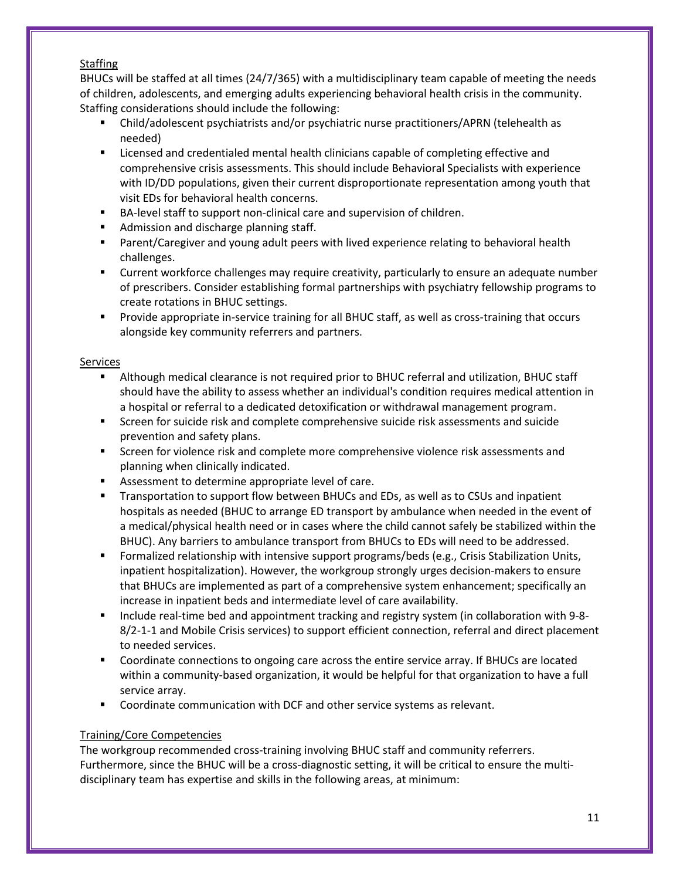Staffing

BHUCs will be staffed at all times (24/7/365) with a multidisciplinary team capable of meeting the needs of children, adolescents, and emerging adults experiencing behavioral health crisis in the community. Staffing considerations should include the following:

- Child/adolescent psychiatrists and/or psychiatric nurse practitioners/APRN (telehealth as needed)
- Licensed and credentialed mental health clinicians capable of completing effective and comprehensive crisis assessments. This should include Behavioral Specialists with experience with ID/DD populations, given their current disproportionate representation among youth that visit EDs for behavioral health concerns.
- BA-level staff to support non-clinical care and supervision of children.
- Admission and discharge planning staff.
- Parent/Caregiver and young adult peers with lived experience relating to behavioral health challenges.
- Current workforce challenges may require creativity, particularly to ensure an adequate number of prescribers. Consider establishing formal partnerships with psychiatry fellowship programs to create rotations in BHUC settings.
- Provide appropriate in-service training for all BHUC staff, as well as cross-training that occurs alongside key community referrers and partners.

Services

- Although medical clearance is not required prior to BHUC referral and utilization, BHUC staff should have the ability to assess whether an individual's condition requires medical attention in a hospital or referral to a dedicated detoxification or withdrawal management program.
- Screen for suicide risk and complete comprehensive suicide risk assessments and suicide prevention and safety plans.
- Screen for violence risk and complete more comprehensive violence risk assessments and planning when clinically indicated.
- Assessment to determine appropriate level of care.
- Transportation to support flow between BHUCs and EDs, as well as to CSUs and inpatient hospitals as needed (BHUC to arrange ED transport by ambulance when needed in the event of a medical/physical health need or in cases where the child cannot safely be stabilized within the BHUC). Any barriers to ambulance transport from BHUCs to EDs will need to be addressed.
- Formalized relationship with intensive support programs/beds (e.g., Crisis Stabilization Units, inpatient hospitalization). However, the workgroup strongly urges decision-makers to ensure that BHUCs are implemented as part of a comprehensive system enhancement; specifically an increase in inpatient beds and intermediate level of care availability.
- Include real-time bed and appointment tracking and registry system (in collaboration with 9-8-8/2-1-1 and Mobile Crisis services) to support efficient connection, referral and direct placement to needed services.
- Coordinate connections to ongoing care across the entire service array. If BHUCs are located within a community-based organization, it would be helpful for that organization to have a full service array.
- Coordinate communication with DCF and other service systems as relevant.

Training/Core Competencies

The workgroup recommended cross-training involving BHUC staff and community referrers. Furthermore, since the BHUC will be a cross-diagnostic setting, it will be critical to ensure the multi-disciplinary team has expertise and skills in the following areas, at minimum: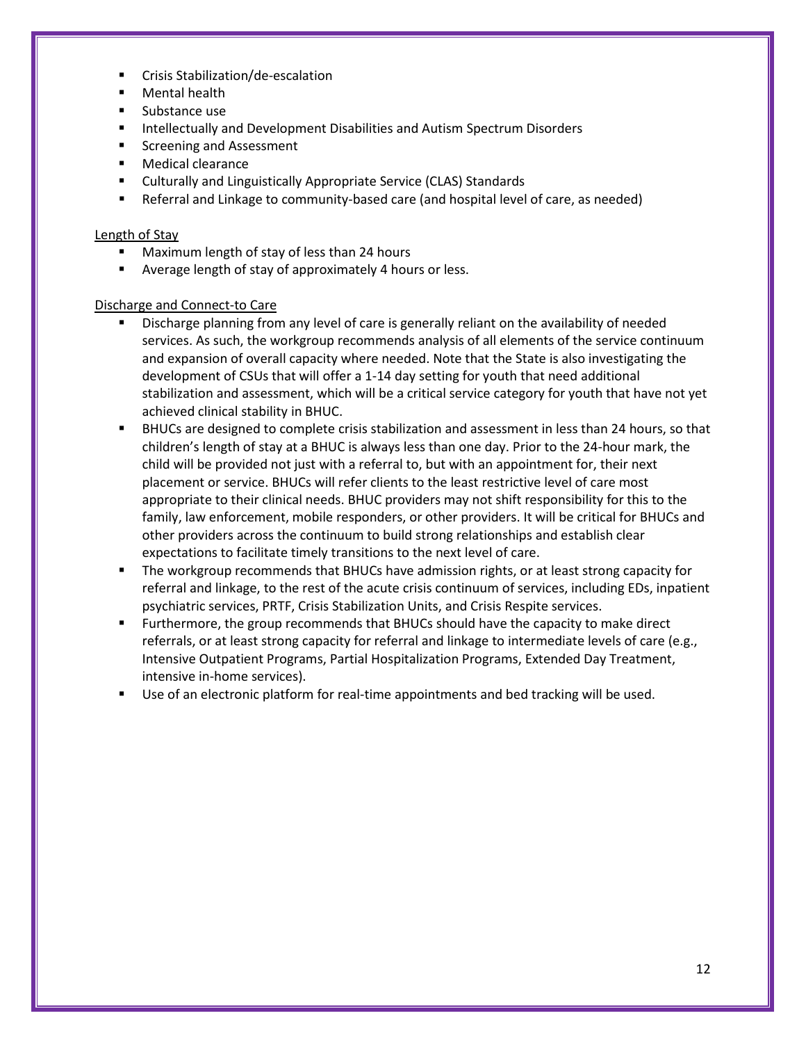- Crisis Stabilization/de-escalation
- Mental health
- Substance use
- Intellectually and Development Disabilities and Autism Spectrum Disorders
- Screening and Assessment
- Medical clearance
- Culturally and Linguistically Appropriate Service (CLAS) Standards
- Referral and Linkage to community-based care (and hospital level of care, as needed)

<u>Length of Stay</u>

- Maximum length of stay of less than 24 hours
- Average length of stay of approximately 4 hours or less.

<u>Discharge and Connect-to Care</u>

- Discharge planning from any level of care is generally reliant on the availability of needed services. As such, the workgroup recommends analysis of all elements of the service continuum and expansion of overall capacity where needed. Note that the State is also investigating the development of CSUs that will offer a 1-14 day setting for youth that need additional stabilization and assessment, which will be a critical service category for youth that have not yet achieved clinical stability in BHUC.
- BHUCs are designed to complete crisis stabilization and assessment in less than 24 hours, so that children's length of stay at a BHUC is always less than one day. Prior to the 24-hour mark, the child will be provided not just with a referral to, but with an appointment for, their next placement or service. BHUCs will refer clients to the least restrictive level of care most appropriate to their clinical needs. BHUC providers may not shift responsibility for this to the family, law enforcement, mobile responders, or other providers. It will be critical for BHUCs and other providers across the continuum to build strong relationships and establish clear expectations to facilitate timely transitions to the next level of care.
- The workgroup recommends that BHUCs have admission rights, or at least strong capacity for referral and linkage, to the rest of the acute crisis continuum of services, including EDs, inpatient psychiatric services, PRTF, Crisis Stabilization Units, and Crisis Respite services.
- Furthermore, the group recommends that BHUCs should have the capacity to make direct referrals, or at least strong capacity for referral and linkage to intermediate levels of care (e.g., Intensive Outpatient Programs, Partial Hospitalization Programs, Extended Day Treatment, intensive in-home services).
- Use of an electronic platform for real-time appointments and bed tracking will be used.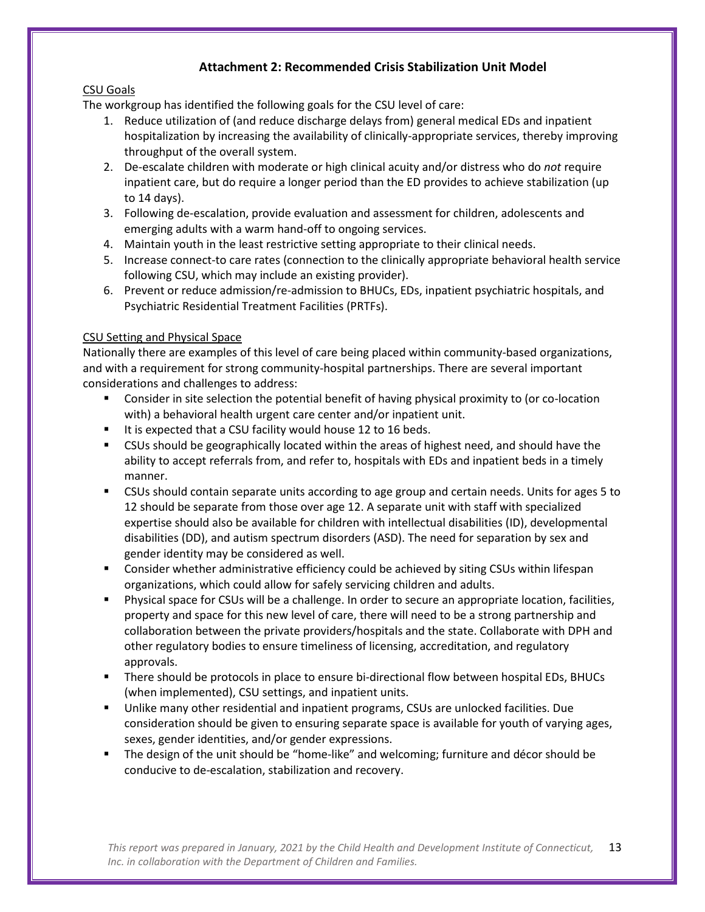## Attachment 2: Recommended Crisis Stabilization Unit Model

CSU Goals

The workgroup has identified the following goals for the CSU level of care:

1. Reduce utilization of (and reduce discharge delays from) general medical EDs and inpatient hospitalization by increasing the availability of clinically-appropriate services, thereby improving throughput of the overall system.
2. De-escalate children with moderate or high clinical acuity and/or distress who do *not* require inpatient care, but do require a longer period than the ED provides to achieve stabilization (up to 14 days).
3. Following de-escalation, provide evaluation and assessment for children, adolescents and emerging adults with a warm hand-off to ongoing services.
4. Maintain youth in the least restrictive setting appropriate to their clinical needs.
5. Increase connect-to care rates (connection to the clinically appropriate behavioral health service following CSU, which may include an existing provider).
6. Prevent or reduce admission/re-admission to BHUCs, EDs, inpatient psychiatric hospitals, and Psychiatric Residential Treatment Facilities (PRTFs).

CSU Setting and Physical Space

Nationally there are examples of this level of care being placed within community-based organizations, and with a requirement for strong community-hospital partnerships. There are several important considerations and challenges to address:

- Consider in site selection the potential benefit of having physical proximity to (or co-location with) a behavioral health urgent care center and/or inpatient unit.
- It is expected that a CSU facility would house 12 to 16 beds.
- CSUs should be geographically located within the areas of highest need, and should have the ability to accept referrals from, and refer to, hospitals with EDs and inpatient beds in a timely manner.
- CSUs should contain separate units according to age group and certain needs. Units for ages 5 to 12 should be separate from those over age 12. A separate unit with staff with specialized expertise should also be available for children with intellectual disabilities (ID), developmental disabilities (DD), and autism spectrum disorders (ASD). The need for separation by sex and gender identity may be considered as well.
- Consider whether administrative efficiency could be achieved by siting CSUs within lifespan organizations, which could allow for safely servicing children and adults.
- Physical space for CSUs will be a challenge. In order to secure an appropriate location, facilities, property and space for this new level of care, there will need to be a strong partnership and collaboration between the private providers/hospitals and the state. Collaborate with DPH and other regulatory bodies to ensure timeliness of licensing, accreditation, and regulatory approvals.
- There should be protocols in place to ensure bi-directional flow between hospital EDs, BHUCs (when implemented), CSU settings, and inpatient units.
- Unlike many other residential and inpatient programs, CSUs are unlocked facilities. Due consideration should be given to ensuring separate space is available for youth of varying ages, sexes, gender identities, and/or gender expressions.
- The design of the unit should be "home-like" and welcoming; furniture and décor should be conducive to de-escalation, stabilization and recovery.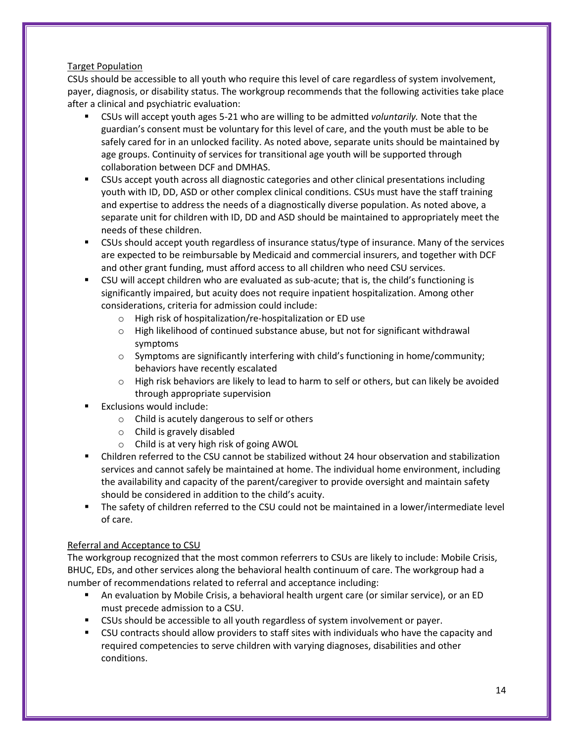## Target Population

CSUs should be accessible to all youth who require this level of care regardless of system involvement, payer, diagnosis, or disability status. The workgroup recommends that the following activities take place after a clinical and psychiatric evaluation:

- CSUs will accept youth ages 5-21 who are willing to be admitted *voluntarily.* Note that the guardian's consent must be voluntary for this level of care, and the youth must be able to be safely cared for in an unlocked facility. As noted above, separate units should be maintained by age groups. Continuity of services for transitional age youth will be supported through collaboration between DCF and DMHAS.
- CSUs accept youth across all diagnostic categories and other clinical presentations including youth with ID, DD, ASD or other complex clinical conditions. CSUs must have the staff training and expertise to address the needs of a diagnostically diverse population. As noted above, a separate unit for children with ID, DD and ASD should be maintained to appropriately meet the needs of these children.
- CSUs should accept youth regardless of insurance status/type of insurance. Many of the services are expected to be reimbursable by Medicaid and commercial insurers, and together with DCF and other grant funding, must afford access to all children who need CSU services.
- CSU will accept children who are evaluated as sub-acute; that is, the child's functioning is significantly impaired, but acuity does not require inpatient hospitalization. Among other considerations, criteria for admission could include:
  - High risk of hospitalization/re-hospitalization or ED use
  - High likelihood of continued substance abuse, but not for significant withdrawal symptoms
  - Symptoms are significantly interfering with child's functioning in home/community; behaviors have recently escalated
  - High risk behaviors are likely to lead to harm to self or others, but can likely be avoided through appropriate supervision
- Exclusions would include:
  - Child is acutely dangerous to self or others
  - Child is gravely disabled
  - Child is at very high risk of going AWOL
- Children referred to the CSU cannot be stabilized without 24 hour observation and stabilization services and cannot safely be maintained at home. The individual home environment, including the availability and capacity of the parent/caregiver to provide oversight and maintain safety should be considered in addition to the child's acuity.
- The safety of children referred to the CSU could not be maintained in a lower/intermediate level of care.

## Referral and Acceptance to CSU

The workgroup recognized that the most common referrers to CSUs are likely to include: Mobile Crisis, BHUC, EDs, and other services along the behavioral health continuum of care. The workgroup had a number of recommendations related to referral and acceptance including:

- An evaluation by Mobile Crisis, a behavioral health urgent care (or similar service), or an ED must precede admission to a CSU.
- CSUs should be accessible to all youth regardless of system involvement or payer.
- CSU contracts should allow providers to staff sites with individuals who have the capacity and required competencies to serve children with varying diagnoses, disabilities and other conditions.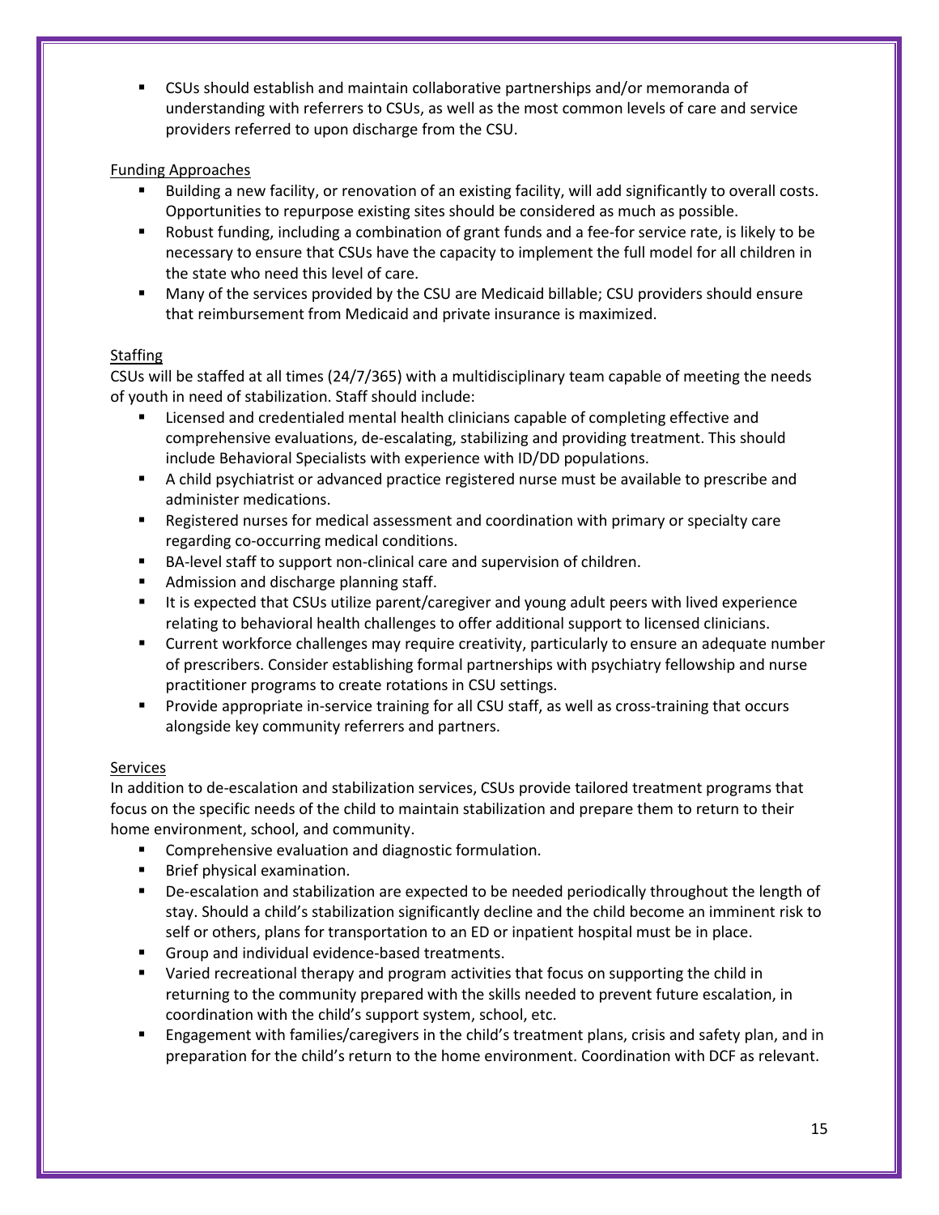- CSUs should establish and maintain collaborative partnerships and/or memoranda of understanding with referrers to CSUs, as well as the most common levels of care and service providers referred to upon discharge from the CSU.

<u>Funding Approaches</u>

- Building a new facility, or renovation of an existing facility, will add significantly to overall costs. Opportunities to repurpose existing sites should be considered as much as possible.
- Robust funding, including a combination of grant funds and a fee-for service rate, is likely to be necessary to ensure that CSUs have the capacity to implement the full model for all children in the state who need this level of care.
- Many of the services provided by the CSU are Medicaid billable; CSU providers should ensure that reimbursement from Medicaid and private insurance is maximized.

<u>Staffing</u>

CSUs will be staffed at all times (24/7/365) with a multidisciplinary team capable of meeting the needs of youth in need of stabilization. Staff should include:

- Licensed and credentialed mental health clinicians capable of completing effective and comprehensive evaluations, de-escalating, stabilizing and providing treatment. This should include Behavioral Specialists with experience with ID/DD populations.
- A child psychiatrist or advanced practice registered nurse must be available to prescribe and administer medications.
- Registered nurses for medical assessment and coordination with primary or specialty care regarding co-occurring medical conditions.
- BA-level staff to support non-clinical care and supervision of children.
- Admission and discharge planning staff.
- It is expected that CSUs utilize parent/caregiver and young adult peers with lived experience relating to behavioral health challenges to offer additional support to licensed clinicians.
- Current workforce challenges may require creativity, particularly to ensure an adequate number of prescribers. Consider establishing formal partnerships with psychiatry fellowship and nurse practitioner programs to create rotations in CSU settings.
- Provide appropriate in-service training for all CSU staff, as well as cross-training that occurs alongside key community referrers and partners.

<u>Services</u>

In addition to de-escalation and stabilization services, CSUs provide tailored treatment programs that focus on the specific needs of the child to maintain stabilization and prepare them to return to their home environment, school, and community.

- Comprehensive evaluation and diagnostic formulation.
- Brief physical examination.
- De-escalation and stabilization are expected to be needed periodically throughout the length of stay. Should a child's stabilization significantly decline and the child become an imminent risk to self or others, plans for transportation to an ED or inpatient hospital must be in place.
- Group and individual evidence-based treatments.
- Varied recreational therapy and program activities that focus on supporting the child in returning to the community prepared with the skills needed to prevent future escalation, in coordination with the child's support system, school, etc.
- Engagement with families/caregivers in the child's treatment plans, crisis and safety plan, and in preparation for the child's return to the home environment. Coordination with DCF as relevant.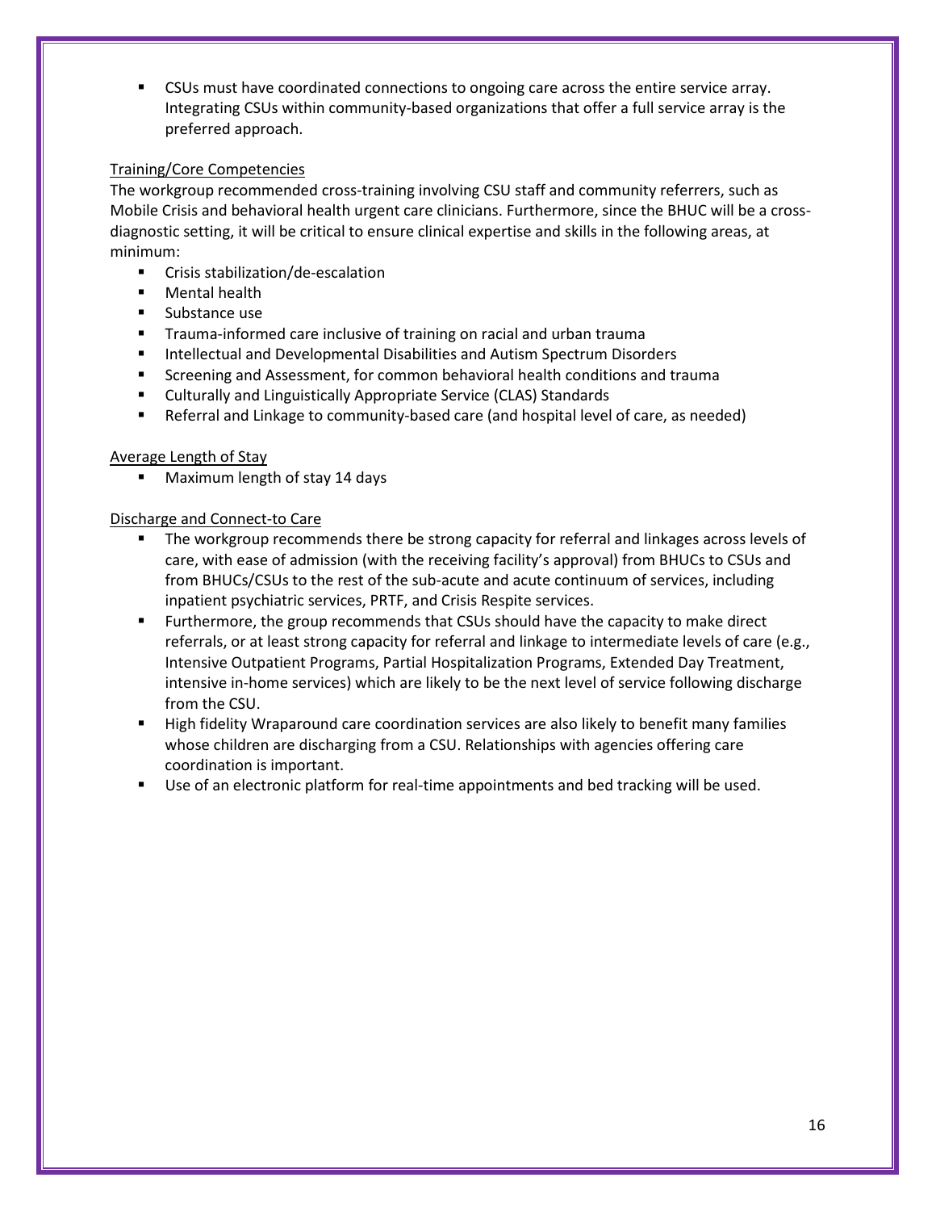- CSUs must have coordinated connections to ongoing care across the entire service array. Integrating CSUs within community-based organizations that offer a full service array is the preferred approach.

Training/Core Competencies

The workgroup recommended cross-training involving CSU staff and community referrers, such as Mobile Crisis and behavioral health urgent care clinicians. Furthermore, since the BHUC will be a cross-diagnostic setting, it will be critical to ensure clinical expertise and skills in the following areas, at minimum:

- Crisis stabilization/de-escalation
- Mental health
- Substance use
- Trauma-informed care inclusive of training on racial and urban trauma
- Intellectual and Developmental Disabilities and Autism Spectrum Disorders
- Screening and Assessment, for common behavioral health conditions and trauma
- Culturally and Linguistically Appropriate Service (CLAS) Standards
- Referral and Linkage to community-based care (and hospital level of care, as needed)

Average Length of Stay

- Maximum length of stay 14 days

Discharge and Connect-to Care

- The workgroup recommends there be strong capacity for referral and linkages across levels of care, with ease of admission (with the receiving facility's approval) from BHUCs to CSUs and from BHUCs/CSUs to the rest of the sub-acute and acute continuum of services, including inpatient psychiatric services, PRTF, and Crisis Respite services.
- Furthermore, the group recommends that CSUs should have the capacity to make direct referrals, or at least strong capacity for referral and linkage to intermediate levels of care (e.g., Intensive Outpatient Programs, Partial Hospitalization Programs, Extended Day Treatment, intensive in-home services) which are likely to be the next level of service following discharge from the CSU.
- High fidelity Wraparound care coordination services are also likely to benefit many families whose children are discharging from a CSU. Relationships with agencies offering care coordination is important.
- Use of an electronic platform for real-time appointments and bed tracking will be used.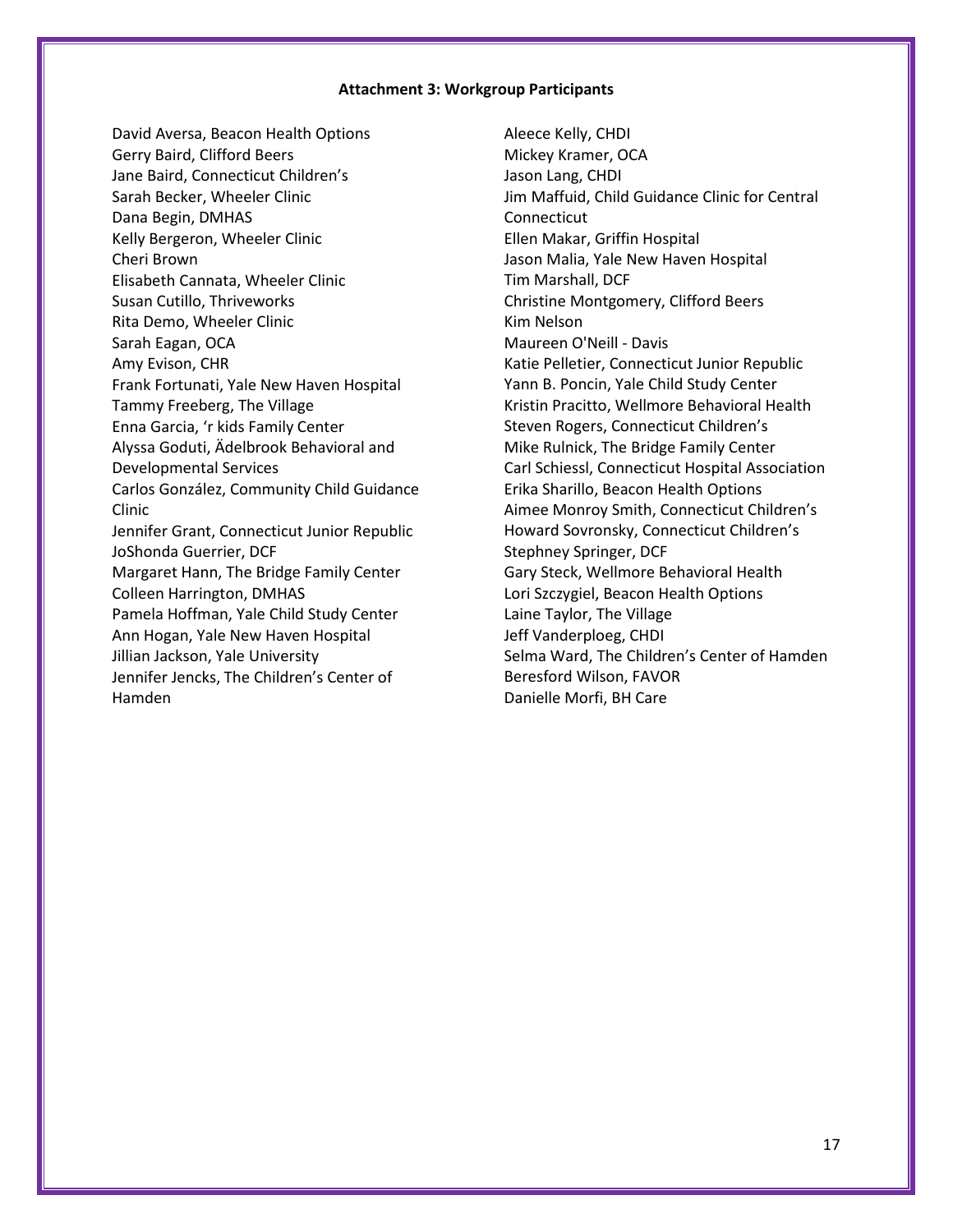**Attachment 3: Workgroup Participants**

David Aversa, Beacon Health Options
Gerry Baird, Clifford Beers
Jane Baird, Connecticut Children's
Sarah Becker, Wheeler Clinic
Dana Begin, DMHAS
Kelly Bergeron, Wheeler Clinic
Cheri Brown
Elisabeth Cannata, Wheeler Clinic
Susan Cutillo, Thriveworks
Rita Demo, Wheeler Clinic
Sarah Eagan, OCA
Amy Evison, CHR
Frank Fortunati, Yale New Haven Hospital
Tammy Freeberg, The Village
Enna Garcia, 'r kids Family Center
Alyssa Goduti, Ädelbrook Behavioral and Developmental Services
Carlos González, Community Child Guidance Clinic
Jennifer Grant, Connecticut Junior Republic
JoShonda Guerrier, DCF
Margaret Hann, The Bridge Family Center
Colleen Harrington, DMHAS
Pamela Hoffman, Yale Child Study Center
Ann Hogan, Yale New Haven Hospital
Jillian Jackson, Yale University
Jennifer Jencks, The Children's Center of Hamden
Aleece Kelly, CHDI
Mickey Kramer, OCA
Jason Lang, CHDI
Jim Maffuid, Child Guidance Clinic for Central Connecticut
Ellen Makar, Griffin Hospital
Jason Malia, Yale New Haven Hospital
Tim Marshall, DCF
Christine Montgomery, Clifford Beers
Kim Nelson
Maureen O'Neill - Davis
Katie Pelletier, Connecticut Junior Republic
Yann B. Poncin, Yale Child Study Center
Kristin Pracitto, Wellmore Behavioral Health
Steven Rogers, Connecticut Children's
Mike Rulnick, The Bridge Family Center
Carl Schiessl, Connecticut Hospital Association
Erika Sharillo, Beacon Health Options
Aimee Monroy Smith, Connecticut Children's
Howard Sovronsky, Connecticut Children's
Stephney Springer, DCF
Gary Steck, Wellmore Behavioral Health
Lori Szczygiel, Beacon Health Options
Laine Taylor, The Village
Jeff Vanderploeg, CHDI
Selma Ward, The Children's Center of Hamden
Beresford Wilson, FAVOR
Danielle Morfi, BH Care